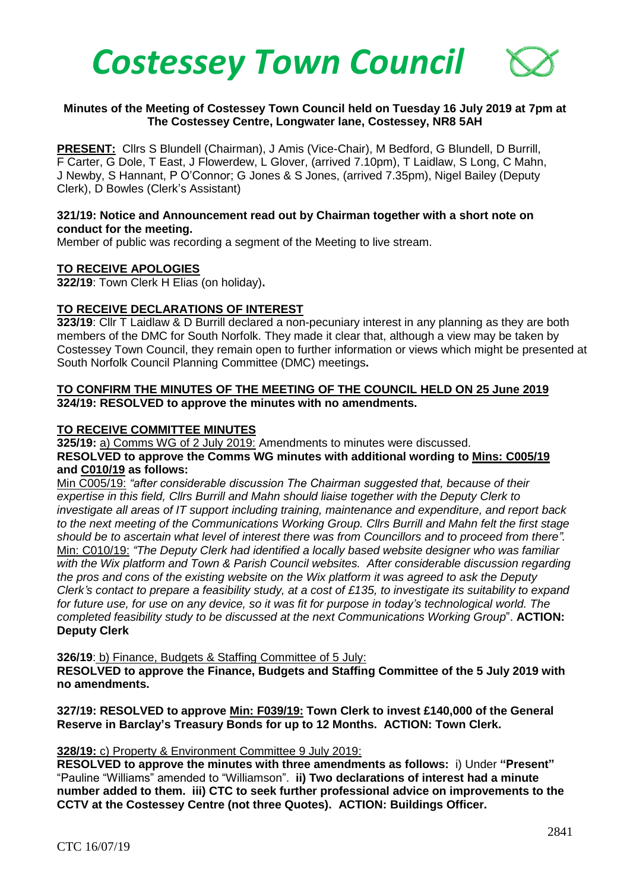# *Costessey Town Council*

**Minutes of the Meeting of Costessey Town Council held on Tuesday 16 July 2019 at 7pm at The Costessey Centre, Longwater lane, Costessey, NR8 5AH**

**PRESENT:** Cllrs S Blundell (Chairman), J Amis (Vice-Chair), M Bedford, G Blundell, D Burrill, F Carter, G Dole, T East, J Flowerdew, L Glover, (arrived 7.10pm), T Laidlaw, S Long, C Mahn, J Newby, S Hannant, P O'Connor; G Jones & S Jones, (arrived 7.35pm), Nigel Bailey (Deputy Clerk), D Bowles (Clerk's Assistant)

**321/19: Notice and Announcement read out by Chairman together with a short note on conduct for the meeting.**

Member of public was recording a segment of the Meeting to live stream.

**TO RECEIVE APOLOGIES**

**322/19**: Town Clerk H Elias (on holiday)**.**

**TO RECEIVE DECLARATIONS OF INTEREST**

**323/19**: Cllr T Laidlaw & D Burrill declared a non-pecuniary interest in any planning as they are both members of the DMC for South Norfolk. They made it clear that, although a view may be taken by Costessey Town Council, they remain open to further information or views which might be presented at South Norfolk Council Planning Committee (DMC) meetings**.**

**TO CONFIRM THE MINUTES OF THE MEETING OF THE COUNCIL HELD ON 25 June 2019**

**324/19: RESOLVED to approve the minutes with no amendments.**

**TO RECEIVE COMMITTEE MINUTES**

**325/19:** a) Comms WG of 2 July 2019: Amendments to minutes were discussed.

**RESOLVED to approve the Comms WG minutes with additional wording to Mins: C005/19 and C010/19 as follows:**

Min C005/19: *"after considerable discussion The Chairman suggested that, because of their expertise in this field, Cllrs Burrill and Mahn should liaise together with the Deputy Clerk to investigate all areas of IT support including training, maintenance and expenditure, and report back to the next meeting of the Communications Working Group. Cllrs Burrill and Mahn felt the first stage should be to ascertain what level of interest there was from Councillors and to proceed from there".*

Min: C010/19: *"The Deputy Clerk had identified a locally based website designer who was familiar with the Wix platform and Town & Parish Council websites. After considerable discussion regarding the pros and cons of the existing website on the Wix platform it was agreed to ask the Deputy Clerk's contact to prepare a feasibility study, at a cost of £135, to investigate its suitability to expand for future use, for use on any device, so it was fit for purpose in today's technological world. The completed feasibility study to be discussed at the next Communications Working Group*". **ACTION: Deputy Clerk**

**326/19**: b) Finance, Budgets & Staffing Committee of 5 July:

**RESOLVED to approve the Finance, Budgets and Staffing Committee of the 5 July 2019 with no amendments.**

**327/19: RESOLVED to approve Min: F039/19: Town Clerk to invest £140,000 of the General Reserve in Barclay's Treasury Bonds for up to 12 Months. ACTION: Town Clerk.**

**328/19:** c) Property & Environment Committee 9 July 2019:

**RESOLVED to approve the minutes with three amendments as follows:** i) Under **"Present"** "Pauline "Williams" amended to "Williamson". **ii) Two declarations of interest had a minute number added to them. iii) CTC to seek further professional advice on improvements to the CCTV at the Costessey Centre (not three Quotes). ACTION: Buildings Officer.**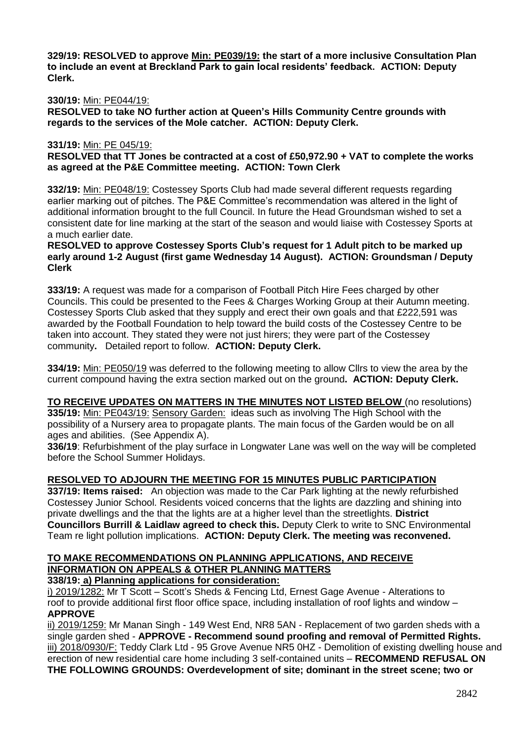**329/19: RESOLVED to approve Min: PE039/19: the start of a more inclusive Consultation Plan to include an event at Breckland Park to gain local residents' feedback. ACTION: Deputy Clerk.**

**330/19:** Min: PE044/19:
**RESOLVED to take NO further action at Queen's Hills Community Centre grounds with regards to the services of the Mole catcher. ACTION: Deputy Clerk.**

**331/19:** Min: PE 045/19:
**RESOLVED that TT Jones be contracted at a cost of £50,972.90 + VAT to complete the works as agreed at the P&E Committee meeting. ACTION: Town Clerk**

**332/19:** Min: PE048/19: Costessey Sports Club had made several different requests regarding earlier marking out of pitches. The P&E Committee's recommendation was altered in the light of additional information brought to the full Council. In future the Head Groundsman wished to set a consistent date for line marking at the start of the season and would liaise with Costessey Sports at a much earlier date.
**RESOLVED to approve Costessey Sports Club's request for 1 Adult pitch to be marked up early around 1-2 August (first game Wednesday 14 August). ACTION: Groundsman / Deputy Clerk**

**333/19:** A request was made for a comparison of Football Pitch Hire Fees charged by other Councils. This could be presented to the Fees & Charges Working Group at their Autumn meeting. Costessey Sports Club asked that they supply and erect their own goals and that £222,591 was awarded by the Football Foundation to help toward the build costs of the Costessey Centre to be taken into account. They stated they were not just hirers; they were part of the Costessey community**.** Detailed report to follow. **ACTION: Deputy Clerk.**

**334/19:** Min: PE050/19 was deferred to the following meeting to allow Cllrs to view the area by the current compound having the extra section marked out on the ground**. ACTION: Deputy Clerk.**

**TO RECEIVE UPDATES ON MATTERS IN THE MINUTES NOT LISTED BELOW** (no resolutions)
**335/19:** Min: PE043/19: Sensory Garden: ideas such as involving The High School with the possibility of a Nursery area to propagate plants. The main focus of the Garden would be on all ages and abilities. (See Appendix A).
**336/19**: Refurbishment of the play surface in Longwater Lane was well on the way will be completed before the School Summer Holidays.

**RESOLVED TO ADJOURN THE MEETING FOR 15 MINUTES PUBLIC PARTICIPATION**
**337/19: Items raised:** An objection was made to the Car Park lighting at the newly refurbished Costessey Junior School. Residents voiced concerns that the lights are dazzling and shining into private dwellings and the that the lights are at a higher level than the streetlights. **District Councillors Burrill & Laidlaw agreed to check this.** Deputy Clerk to write to SNC Environmental Team re light pollution implications. **ACTION: Deputy Clerk. The meeting was reconvened.**

**TO MAKE RECOMMENDATIONS ON PLANNING APPLICATIONS, AND RECEIVE INFORMATION ON APPEALS & OTHER PLANNING MATTERS**
**338/19: a) Planning applications for consideration:**
i) 2019/1282: Mr T Scott – Scott's Sheds & Fencing Ltd, Ernest Gage Avenue - Alterations to roof to provide additional first floor office space, including installation of roof lights and window – **APPROVE**
ii) 2019/1259: Mr Manan Singh - 149 West End, NR8 5AN - Replacement of two garden sheds with a single garden shed - **APPROVE - Recommend sound proofing and removal of Permitted Rights.**
iii) 2018/0930/F: Teddy Clark Ltd - 95 Grove Avenue NR5 0HZ - Demolition of existing dwelling house and erection of new residential care home including 3 self-contained units – **RECOMMEND REFUSAL ON THE FOLLOWING GROUNDS: Overdevelopment of site; dominant in the street scene; two or**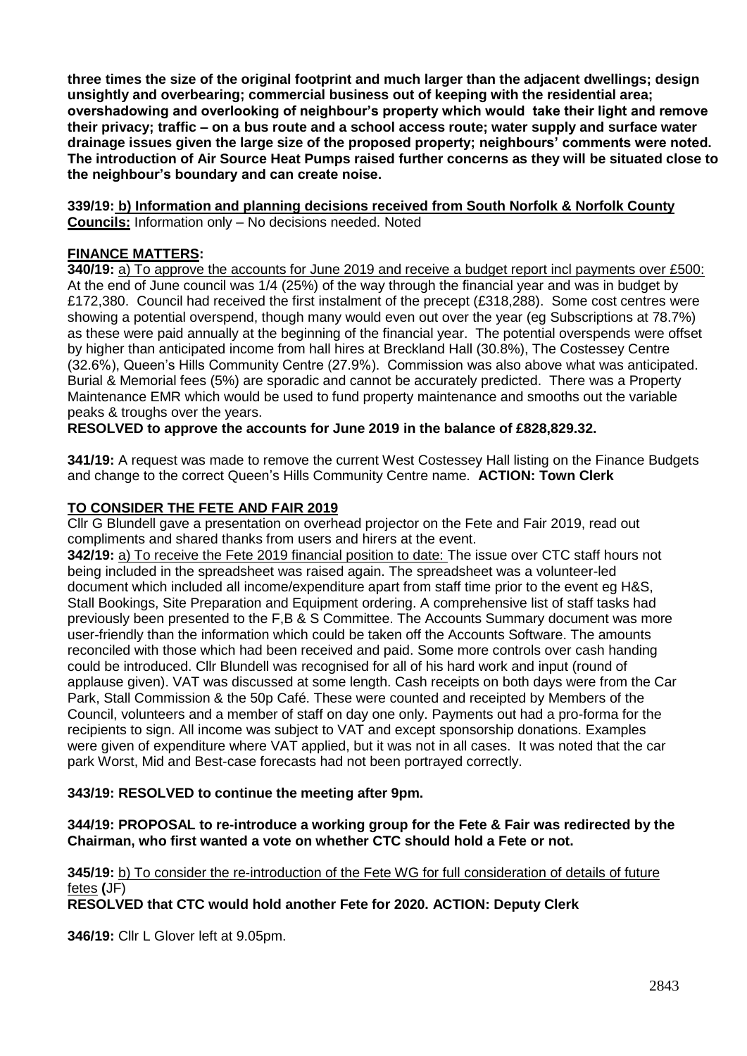**three times the size of the original footprint and much larger than the adjacent dwellings; design unsightly and overbearing; commercial business out of keeping with the residential area; overshadowing and overlooking of neighbour's property which would take their light and remove their privacy; traffic – on a bus route and a school access route; water supply and surface water drainage issues given the large size of the proposed property; neighbours' comments were noted. The introduction of Air Source Heat Pumps raised further concerns as they will be situated close to the neighbour's boundary and can create noise.**

**339/19: b) Information and planning decisions received from South Norfolk & Norfolk County Councils:** Information only – No decisions needed. Noted

**FINANCE MATTERS:**

**340/19:** a) To approve the accounts for June 2019 and receive a budget report incl payments over £500: At the end of June council was 1/4 (25%) of the way through the financial year and was in budget by £172,380. Council had received the first instalment of the precept (£318,288). Some cost centres were showing a potential overspend, though many would even out over the year (eg Subscriptions at 78.7%) as these were paid annually at the beginning of the financial year. The potential overspends were offset by higher than anticipated income from hall hires at Breckland Hall (30.8%), The Costessey Centre (32.6%), Queen's Hills Community Centre (27.9%). Commission was also above what was anticipated. Burial & Memorial fees (5%) are sporadic and cannot be accurately predicted. There was a Property Maintenance EMR which would be used to fund property maintenance and smooths out the variable peaks & troughs over the years.

**RESOLVED to approve the accounts for June 2019 in the balance of £828,829.32.**

**341/19:** A request was made to remove the current West Costessey Hall listing on the Finance Budgets and change to the correct Queen's Hills Community Centre name. **ACTION: Town Clerk**

**TO CONSIDER THE FETE AND FAIR 2019**

Cllr G Blundell gave a presentation on overhead projector on the Fete and Fair 2019, read out compliments and shared thanks from users and hirers at the event.

**342/19:** a) To receive the Fete 2019 financial position to date: The issue over CTC staff hours not being included in the spreadsheet was raised again. The spreadsheet was a volunteer-led document which included all income/expenditure apart from staff time prior to the event eg H&S, Stall Bookings, Site Preparation and Equipment ordering. A comprehensive list of staff tasks had previously been presented to the F,B & S Committee. The Accounts Summary document was more user-friendly than the information which could be taken off the Accounts Software. The amounts reconciled with those which had been received and paid. Some more controls over cash handing could be introduced. Cllr Blundell was recognised for all of his hard work and input (round of applause given). VAT was discussed at some length. Cash receipts on both days were from the Car Park, Stall Commission & the 50p Café. These were counted and receipted by Members of the Council, volunteers and a member of staff on day one only. Payments out had a pro-forma for the recipients to sign. All income was subject to VAT and except sponsorship donations. Examples were given of expenditure where VAT applied, but it was not in all cases. It was noted that the car park Worst, Mid and Best-case forecasts had not been portrayed correctly.

**343/19: RESOLVED to continue the meeting after 9pm.**

**344/19: PROPOSAL to re-introduce a working group for the Fete & Fair was redirected by the Chairman, who first wanted a vote on whether CTC should hold a Fete or not.**

**345/19:** b) To consider the re-introduction of the Fete WG for full consideration of details of future fetes **(**JF)

**RESOLVED that CTC would hold another Fete for 2020. ACTION: Deputy Clerk**

**346/19:** Cllr L Glover left at 9.05pm.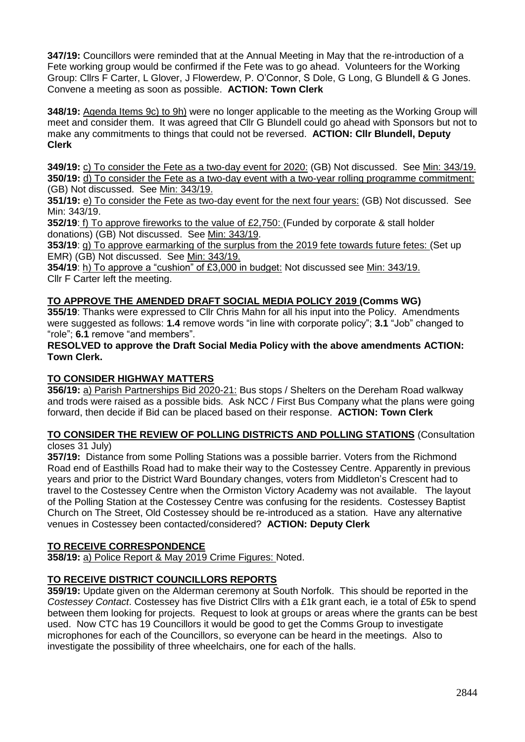**347/19:** Councillors were reminded that at the Annual Meeting in May that the re-introduction of a Fete working group would be confirmed if the Fete was to go ahead. Volunteers for the Working Group: Cllrs F Carter, L Glover, J Flowerdew, P. O'Connor, S Dole, G Long, G Blundell & G Jones. Convene a meeting as soon as possible. **ACTION: Town Clerk**

**348/19:** Agenda Items 9c) to 9h) were no longer applicable to the meeting as the Working Group will meet and consider them. It was agreed that Cllr G Blundell could go ahead with Sponsors but not to make any commitments to things that could not be reversed. **ACTION: Cllr Blundell, Deputy Clerk**

**349/19:** c) To consider the Fete as a two-day event for 2020: (GB) Not discussed. See Min: 343/19.
**350/19:** d) To consider the Fete as a two-day event with a two-year rolling programme commitment: (GB) Not discussed. See Min: 343/19.
**351/19:** e) To consider the Fete as two-day event for the next four years: (GB) Not discussed. See Min: 343/19.
**352/19**: f) To approve fireworks to the value of £2,750: (Funded by corporate & stall holder donations) (GB) Not discussed. See Min: 343/19.
**353/19**: g) To approve earmarking of the surplus from the 2019 fete towards future fetes: (Set up EMR) (GB) Not discussed. See Min: 343/19.
**354/19**: h) To approve a "cushion" of £3,000 in budget: Not discussed see Min: 343/19.
Cllr F Carter left the meeting.

**TO APPROVE THE AMENDED DRAFT SOCIAL MEDIA POLICY 2019 (Comms WG)**

**355/19**: Thanks were expressed to Cllr Chris Mahn for all his input into the Policy. Amendments were suggested as follows: **1.4** remove words "in line with corporate policy"; **3.1** "Job" changed to "role"; **6.1** remove "and members".

**RESOLVED to approve the Draft Social Media Policy with the above amendments ACTION: Town Clerk.**

**TO CONSIDER HIGHWAY MATTERS**

**356/19:** a) Parish Partnerships Bid 2020-21: Bus stops / Shelters on the Dereham Road walkway and trods were raised as a possible bids. Ask NCC / First Bus Company what the plans were going forward, then decide if Bid can be placed based on their response. **ACTION: Town Clerk**

**TO CONSIDER THE REVIEW OF POLLING DISTRICTS AND POLLING STATIONS** (Consultation closes 31 July)

**357/19:** Distance from some Polling Stations was a possible barrier. Voters from the Richmond Road end of Easthills Road had to make their way to the Costessey Centre. Apparently in previous years and prior to the District Ward Boundary changes, voters from Middleton's Crescent had to travel to the Costessey Centre when the Ormiston Victory Academy was not available. The layout of the Polling Station at the Costessey Centre was confusing for the residents. Costessey Baptist Church on The Street, Old Costessey should be re-introduced as a station. Have any alternative venues in Costessey been contacted/considered? **ACTION: Deputy Clerk**

**TO RECEIVE CORRESPONDENCE**

**358/19:** a) Police Report & May 2019 Crime Figures: Noted.

**TO RECEIVE DISTRICT COUNCILLORS REPORTS**

**359/19:** Update given on the Alderman ceremony at South Norfolk. This should be reported in the *Costessey Contact*. Costessey has five District Cllrs with a £1k grant each, ie a total of £5k to spend between them looking for projects. Request to look at groups or areas where the grants can be best used. Now CTC has 19 Councillors it would be good to get the Comms Group to investigate microphones for each of the Councillors, so everyone can be heard in the meetings. Also to investigate the possibility of three wheelchairs, one for each of the halls.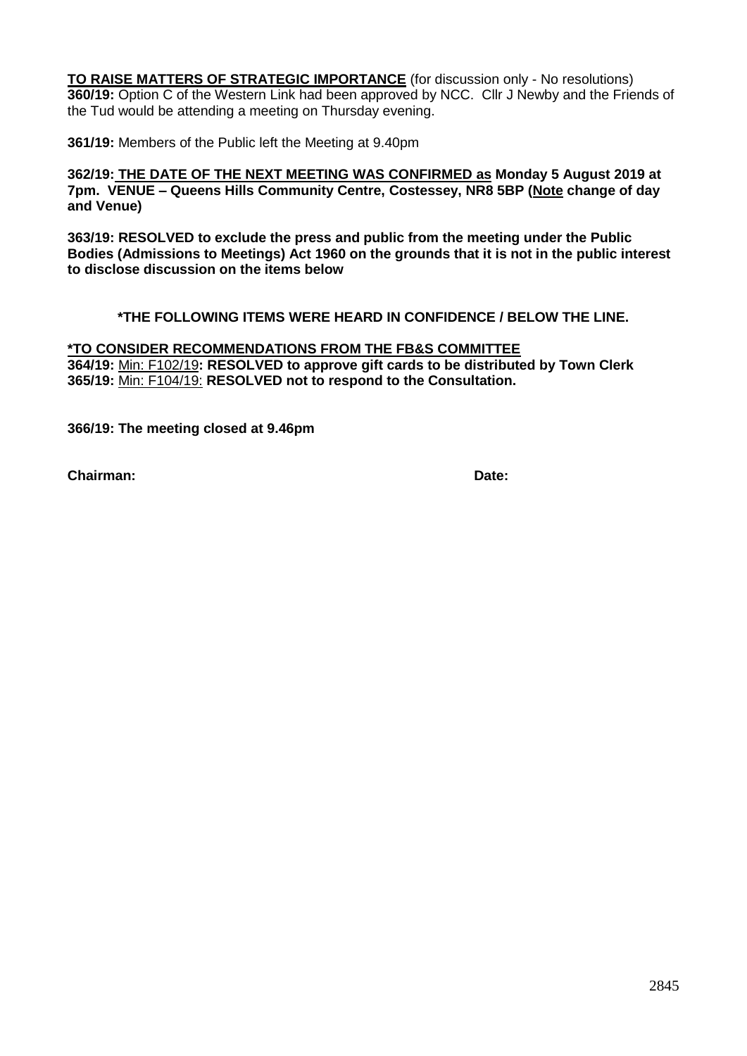**TO RAISE MATTERS OF STRATEGIC IMPORTANCE** (for discussion only - No resolutions)

**360/19:** Option C of the Western Link had been approved by NCC. Cllr J Newby and the Friends of the Tud would be attending a meeting on Thursday evening.

**361/19:** Members of the Public left the Meeting at 9.40pm

**362/19: THE DATE OF THE NEXT MEETING WAS CONFIRMED as Monday 5 August 2019 at 7pm. VENUE – Queens Hills Community Centre, Costessey, NR8 5BP (Note change of day and Venue)**

**363/19: RESOLVED to exclude the press and public from the meeting under the Public Bodies (Admissions to Meetings) Act 1960 on the grounds that it is not in the public interest to disclose discussion on the items below**

**\*THE FOLLOWING ITEMS WERE HEARD IN CONFIDENCE / BELOW THE LINE.**

**\*TO CONSIDER RECOMMENDATIONS FROM THE FB&S COMMITTEE**

**364/19:** Min: F102/19**: RESOLVED to approve gift cards to be distributed by Town Clerk**

**365/19:** Min: F104/19: **RESOLVED not to respond to the Consultation.**

**366/19: The meeting closed at 9.46pm**

**Chairman:** **Date:**